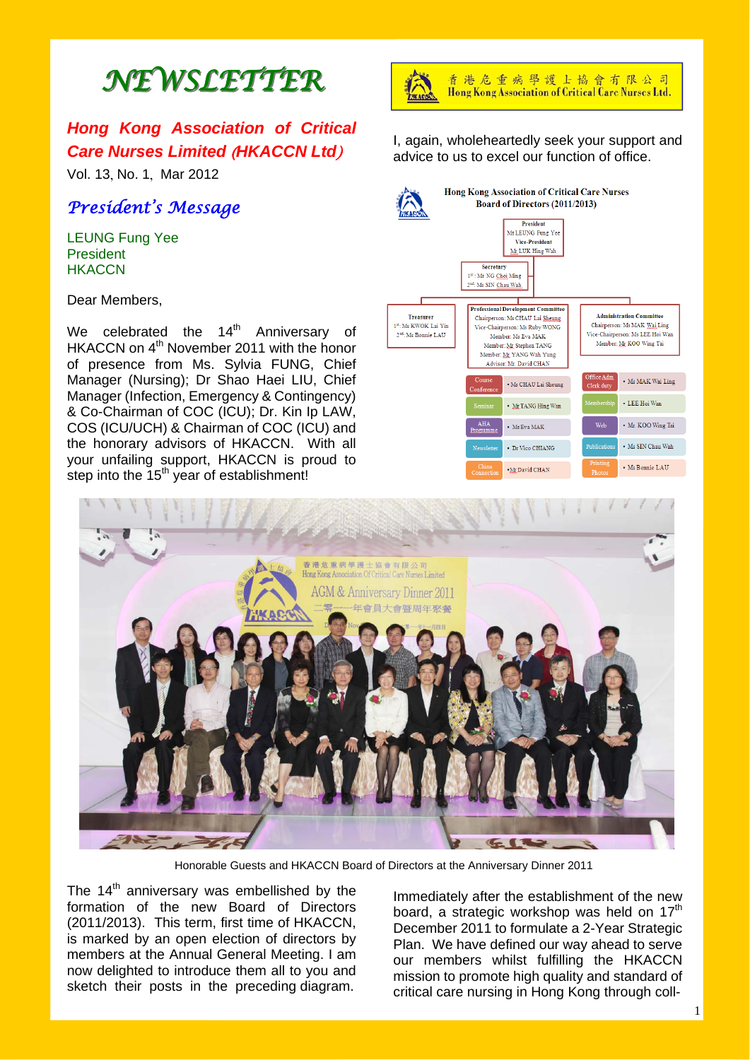# NEWSLETTER

## *Hong Kong Association of Critical Care Nurses Limited (HKACCN Ltd)*

Vol. 13, No. 1, Mar 2012

香港危重病學護士協會有限公司
Hong Kong Association of Critical Care Nurses Ltd.

## *President's Message*

LEUNG Fung Yee
President
HKACCN

Dear Members,

We celebrated the 14th Anniversary of HKACCN on 4th November 2011 with the honor of presence from Ms. Sylvia FUNG, Chief Manager (Nursing); Dr Shao Haei LIU, Chief Manager (Infection, Emergency & Contingency) & Co-Chairman of COC (ICU); Dr. Kin Ip LAW, COS (ICU/UCH) & Chairman of COC (ICU) and the honorary advisors of HKACCN. With all your unfailing support, HKACCN is proud to step into the 15th year of establishment!

I, again, wholeheartedly seek your support and advice to us to excel our function of office.

**Hong Kong Association of Critical Care Nurses Board of Directors (2011/2013)**

- **President**: Ms LEUNG Fung Yee
- **Vice-President**: Mr LUK Hing Wah
- **Secretary**: 1st: Ms NG Choi Ming; 2nd: Ms SIN Chau Wah
- **Treasurer**: 1st: Ms KWOK Lai Yin; 2nd: Ms Bonnie LAU
- **Professional Development Committee**: Chairperson: Ms CHAU Lai Sheung; Vice-Chairperson: Ms Ruby WONG; Member: Ms Eva MAK; Member: Mr Stephen TANG; Member: Mr YANG Wah Yung; Advisor: Mr David CHAN
  - Course Conference: Ms CHAU Lai Sheung
  - Seminar: Mr TANG Hing Wan
  - AHA Programme: Ms Eva MAK
  - Newsletter: Dr Vico CHIANG
  - China Connection: Mr David CHAN
- **Administration Committee**: Chairperson: Ms MAK Wai Ling; Vice-Chairperson: Ms LEE Hoi Wan; Member: Mr KOO Wing Tai
  - Office Adm Clerk duty: Ms MAK Wai Ling
  - Membership: LEE Hoi Wan
  - Web: Mr KOO Wing Tai
  - Publications: Ms SIN Chau Wah
  - Printing Photos: Ms Bonnie LAU

Honorable Guests and HKACCN Board of Directors at the Anniversary Dinner 2011

The 14th anniversary was embellished by the formation of the new Board of Directors (2011/2013). This term, first time of HKACCN, is marked by an open election of directors by members at the Annual General Meeting. I am now delighted to introduce them all to you and sketch their posts in the preceding diagram.

Immediately after the establishment of the new board, a strategic workshop was held on 17th December 2011 to formulate a 2-Year Strategic Plan. We have defined our way ahead to serve our members whilst fulfilling the HKACCN mission to promote high quality and standard of critical care nursing in Hong Kong through coll-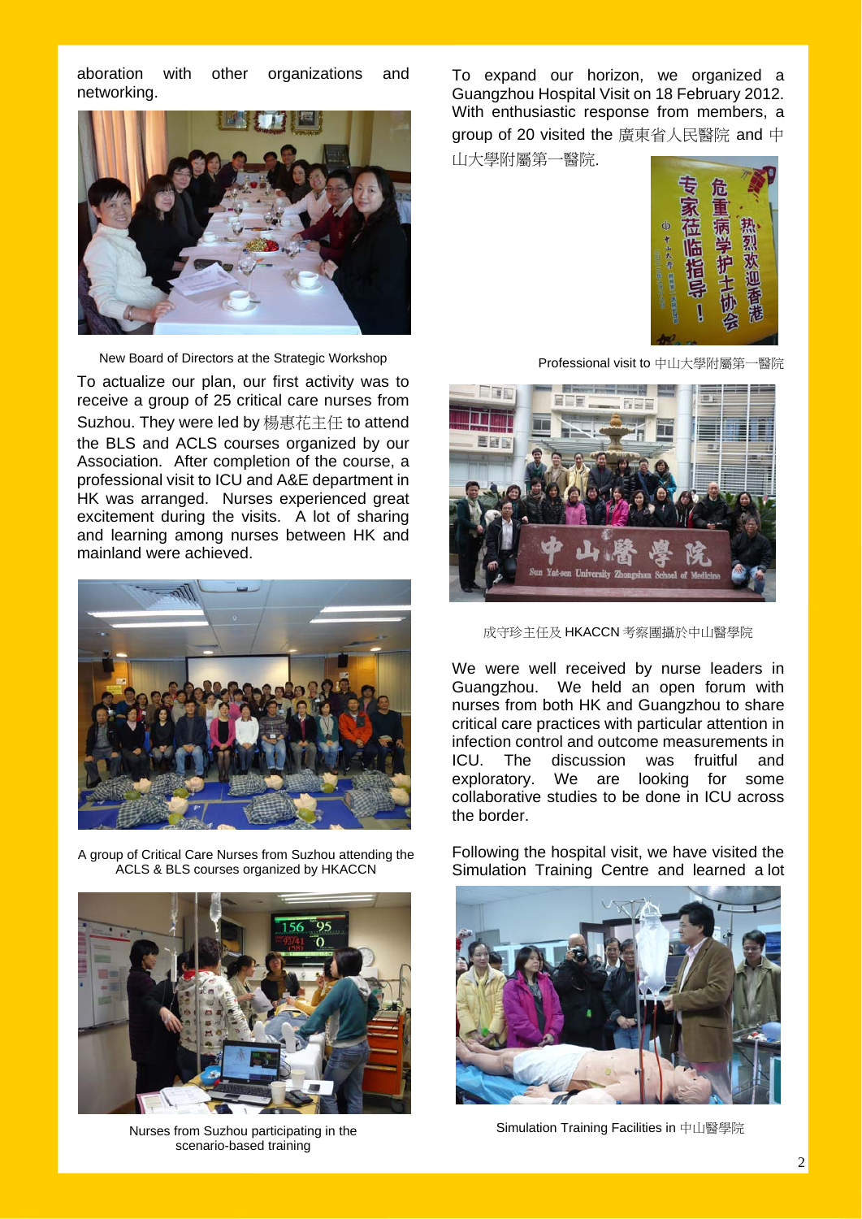aboration with other organizations and networking.

New Board of Directors at the Strategic Workshop

To actualize our plan, our first activity was to receive a group of 25 critical care nurses from Suzhou. They were led by 楊惠花主任 to attend the BLS and ACLS courses organized by our Association. After completion of the course, a professional visit to ICU and A&E department in HK was arranged. Nurses experienced great excitement during the visits. A lot of sharing and learning among nurses between HK and mainland were achieved.

A group of Critical Care Nurses from Suzhou attending the ACLS & BLS courses organized by HKACCN

Nurses from Suzhou participating in the scenario-based training

To expand our horizon, we organized a Guangzhou Hospital Visit on 18 February 2012. With enthusiastic response from members, a group of 20 visited the 廣東省人民醫院 and 中山大學附屬第一醫院.

Professional visit to 中山大學附屬第一醫院

成守珍主任及 HKACCN 考察團攝於中山醫學院

We were well received by nurse leaders in Guangzhou. We held an open forum with nurses from both HK and Guangzhou to share critical care practices with particular attention in infection control and outcome measurements in ICU. The discussion was fruitful and exploratory. We are looking for some collaborative studies to be done in ICU across the border.

Following the hospital visit, we have visited the Simulation Training Centre and learned a lot

Simulation Training Facilities in 中山醫學院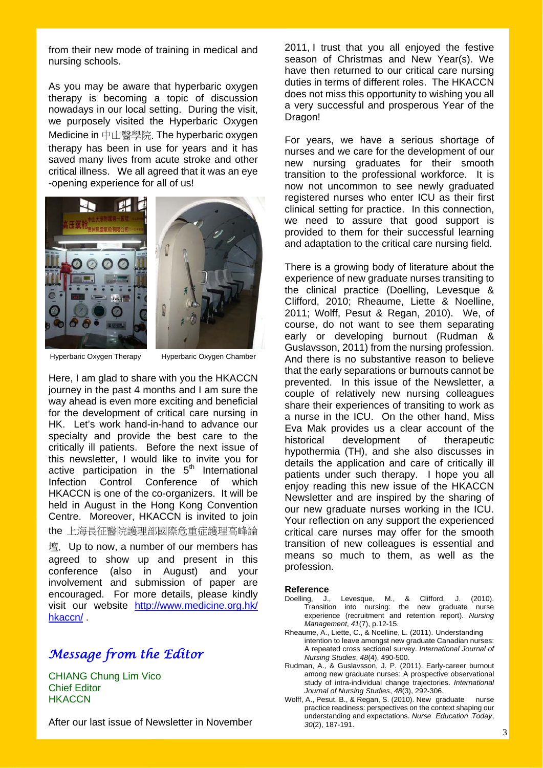from their new mode of training in medical and nursing schools.

As you may be aware that hyperbaric oxygen therapy is becoming a topic of discussion nowadays in our local setting. During the visit, we purposely visited the Hyperbaric Oxygen Medicine in 中山醫學院. The hyperbaric oxygen therapy has been in use for years and it has saved many lives from acute stroke and other critical illness. We all agreed that it was an eye-opening experience for all of us!

Hyperbaric Oxygen Therapy

Hyperbaric Oxygen Chamber

Here, I am glad to share with you the HKACCN journey in the past 4 months and I am sure the way ahead is even more exciting and beneficial for the development of critical care nursing in HK. Let's work hand-in-hand to advance our specialty and provide the best care to the critically ill patients. Before the next issue of this newsletter, I would like to invite you for active participation in the 5th International Infection Control Conference of which HKACCN is one of the co-organizers. It will be held in August in the Hong Kong Convention Centre. Moreover, HKACCN is invited to join the 上海長征醫院護理部國際危重症護理高峰論壇. Up to now, a number of our members has agreed to show up and present in this conference (also in August) and your involvement and submission of paper are encouraged. For more details, please kindly visit our website http://www.medicine.org.hk/hkaccn/ .

## *Message from the Editor*

CHIANG Chung Lim Vico
Chief Editor
HKACCN

After our last issue of Newsletter in November 2011, I trust that you all enjoyed the festive season of Christmas and New Year(s). We have then returned to our critical care nursing duties in terms of different roles. The HKACCN does not miss this opportunity to wishing you all a very successful and prosperous Year of the Dragon!

For years, we have a serious shortage of nurses and we care for the development of our new nursing graduates for their smooth transition to the professional workforce. It is now not uncommon to see newly graduated registered nurses who enter ICU as their first clinical setting for practice. In this connection, we need to assure that good support is provided to them for their successful learning and adaptation to the critical care nursing field.

There is a growing body of literature about the experience of new graduate nurses transiting to the clinical practice (Doelling, Levesque & Clifford, 2010; Rheaume, Liette & Noelline, 2011; Wolff, Pesut & Regan, 2010). We, of course, do not want to see them separating early or developing burnout (Rudman & Guslavsson, 2011) from the nursing profession. And there is no substantive reason to believe that the early separations or burnouts cannot be prevented. In this issue of the Newsletter, a couple of relatively new nursing colleagues share their experiences of transiting to work as a nurse in the ICU. On the other hand, Miss Eva Mak provides us a clear account of the historical development of therapeutic hypothermia (TH), and she also discusses in details the application and care of critically ill patients under such therapy. I hope you all enjoy reading this new issue of the HKACCN Newsletter and are inspired by the sharing of our new graduate nurses working in the ICU. Your reflection on any support the experienced critical care nurses may offer for the smooth transition of new colleagues is essential and means so much to them, as well as the profession.

**Reference**

Doelling, J., Levesque, M., & Clifford, J. (2010). Transition into nursing: the new graduate nurse experience (recruitment and retention report). *Nursing Management*, *41*(7), p.12-15.

Rheaume, A., Liette, C., & Noelline, L. (2011). Understanding intention to leave amongst new graduate Canadian nurses: A repeated cross sectional survey. *International Journal of Nursing Studies*, *48*(4), 490-500.

Rudman, A., & Guslavsson, J. P. (2011). Early-career burnout among new graduate nurses: A prospective observational study of intra-individual change trajectories. *International Journal of Nursing Studies*, *48*(3), 292-306.

Wolff, A., Pesut, B., & Regan, S. (2010). New graduate nurse practice readiness: perspectives on the context shaping our understanding and expectations. *Nurse Education Today*, *30*(2), 187-191.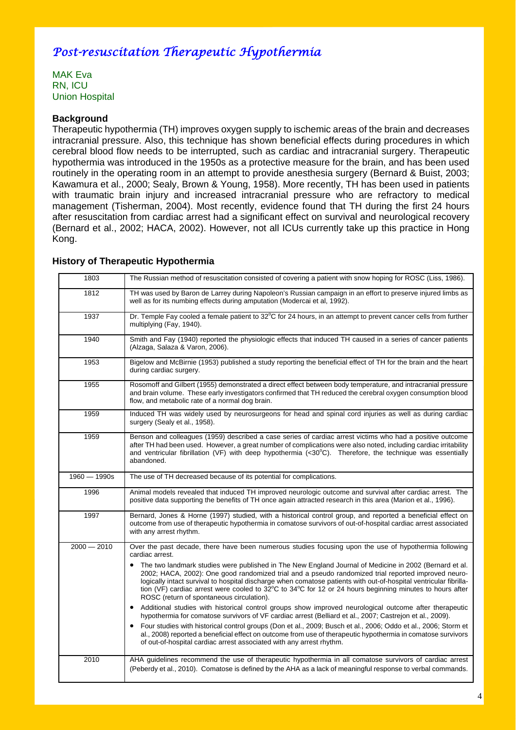# *Post-resuscitation Therapeutic Hypothermia*

MAK Eva
RN, ICU
Union Hospital

### Background

Therapeutic hypothermia (TH) improves oxygen supply to ischemic areas of the brain and decreases intracranial pressure. Also, this technique has shown beneficial effects during procedures in which cerebral blood flow needs to be interrupted, such as cardiac and intracranial surgery. Therapeutic hypothermia was introduced in the 1950s as a protective measure for the brain, and has been used routinely in the operating room in an attempt to provide anesthesia surgery (Bernard & Buist, 2003; Kawamura et al., 2000; Sealy, Brown & Young, 1958). More recently, TH has been used in patients with traumatic brain injury and increased intracranial pressure who are refractory to medical management (Tisherman, 2004). Most recently, evidence found that TH during the first 24 hours after resuscitation from cardiac arrest had a significant effect on survival and neurological recovery (Bernard et al., 2002; HACA, 2002). However, not all ICUs currently take up this practice in Hong Kong.

### History of Therapeutic Hypothermia

| | |
|---|---|
| 1803 | The Russian method of resuscitation consisted of covering a patient with snow hoping for ROSC (Liss, 1986). |
| 1812 | TH was used by Baron de Larrey during Napoleon's Russian campaign in an effort to preserve injured limbs as well as for its numbing effects during amputation (Modercai et al, 1992). |
| 1937 | Dr. Temple Fay cooled a female patient to 32°C for 24 hours, in an attempt to prevent cancer cells from further multiplying (Fay, 1940). |
| 1940 | Smith and Fay (1940) reported the physiologic effects that induced TH caused in a series of cancer patients (Alzaga, Salaza & Varon, 2006). |
| 1953 | Bigelow and McBirnie (1953) published a study reporting the beneficial effect of TH for the brain and the heart during cardiac surgery. |
| 1955 | Rosomoff and Gilbert (1955) demonstrated a direct effect between body temperature, and intracranial pressure and brain volume. These early investigators confirmed that TH reduced the cerebral oxygen consumption blood flow, and metabolic rate of a normal dog brain. |
| 1959 | Induced TH was widely used by neurosurgeons for head and spinal cord injuries as well as during cardiac surgery (Sealy et al., 1958). |
| 1959 | Benson and colleagues (1959) described a case series of cardiac arrest victims who had a positive outcome after TH had been used. However, a great number of complications were also noted, including cardiac irritability and ventricular fibrillation (VF) with deep hypothermia (<30°C). Therefore, the technique was essentially abandoned. |
| 1960 — 1990s | The use of TH decreased because of its potential for complications. |
| 1996 | Animal models revealed that induced TH improved neurologic outcome and survival after cardiac arrest. The positive data supporting the benefits of TH once again attracted research in this area (Marion et al., 1996). |
| 1997 | Bernard, Jones & Horne (1997) studied, with a historical control group, and reported a beneficial effect on outcome from use of therapeutic hypothermia in comatose survivors of out-of-hospital cardiac arrest associated with any arrest rhythm. |
| 2000 — 2010 | Over the past decade, there have been numerous studies focusing upon the use of hypothermia following cardiac arrest.<br>• The two landmark studies were published in The New England Journal of Medicine in 2002 (Bernard et al. 2002; HACA, 2002): One good randomized trial and a pseudo randomized trial reported improved neurologically intact survival to hospital discharge when comatose patients with out-of-hospital ventricular fibrillation (VF) cardiac arrest were cooled to 32°C to 34°C for 12 or 24 hours beginning minutes to hours after ROSC (return of spontaneous circulation).<br>• Additional studies with historical control groups show improved neurological outcome after therapeutic hypothermia for comatose survivors of VF cardiac arrest (Belliard et al., 2007; Castrejon et al., 2009).<br>• Four studies with historical control groups (Don et al., 2009; Busch et al., 2006; Oddo et al., 2006; Storm et al., 2008) reported a beneficial effect on outcome from use of therapeutic hypothermia in comatose survivors of out-of-hospital cardiac arrest associated with any arrest rhythm. |
| 2010 | AHA guidelines recommend the use of therapeutic hypothermia in all comatose survivors of cardiac arrest (Peberdy et al., 2010). Comatose is defined by the AHA as a lack of meaningful response to verbal commands. |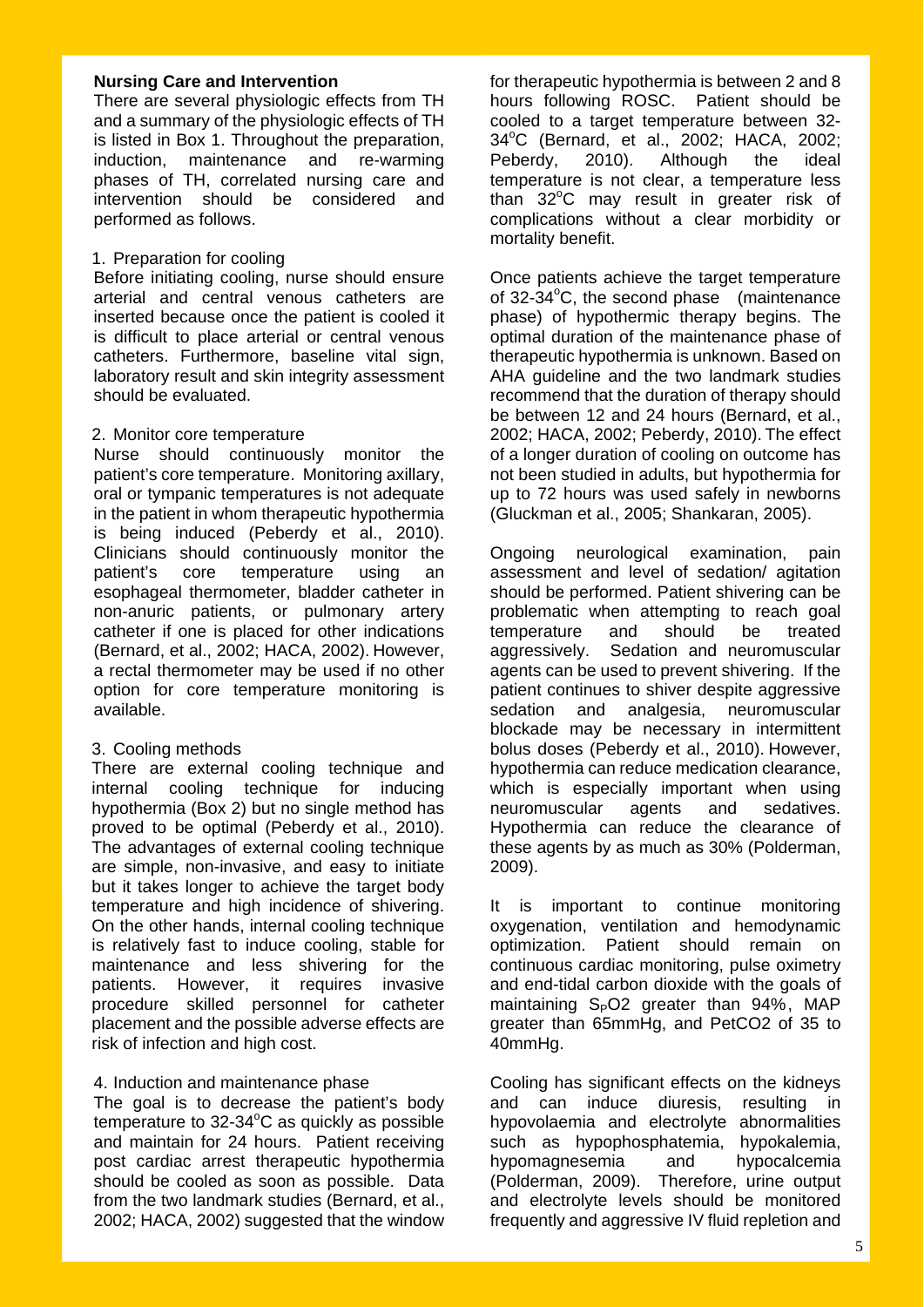**Nursing Care and Intervention**

There are several physiologic effects from TH and a summary of the physiologic effects of TH is listed in Box 1. Throughout the preparation, induction, maintenance and re-warming phases of TH, correlated nursing care and intervention should be considered and performed as follows.

1. Preparation for cooling

Before initiating cooling, nurse should ensure arterial and central venous catheters are inserted because once the patient is cooled it is difficult to place arterial or central venous catheters. Furthermore, baseline vital sign, laboratory result and skin integrity assessment should be evaluated.

2. Monitor core temperature

Nurse should continuously monitor the patient's core temperature. Monitoring axillary, oral or tympanic temperatures is not adequate in the patient in whom therapeutic hypothermia is being induced (Peberdy et al., 2010). Clinicians should continuously monitor the patient's core temperature using an esophageal thermometer, bladder catheter in non-anuric patients, or pulmonary artery catheter if one is placed for other indications (Bernard, et al., 2002; HACA, 2002). However, a rectal thermometer may be used if no other option for core temperature monitoring is available.

3. Cooling methods

There are external cooling technique and internal cooling technique for inducing hypothermia (Box 2) but no single method has proved to be optimal (Peberdy et al., 2010). The advantages of external cooling technique are simple, non-invasive, and easy to initiate but it takes longer to achieve the target body temperature and high incidence of shivering. On the other hands, internal cooling technique is relatively fast to induce cooling, stable for maintenance and less shivering for the patients. However, it requires invasive procedure skilled personnel for catheter placement and the possible adverse effects are risk of infection and high cost.

4. Induction and maintenance phase

The goal is to decrease the patient's body temperature to 32-34°C as quickly as possible and maintain for 24 hours. Patient receiving post cardiac arrest therapeutic hypothermia should be cooled as soon as possible. Data from the two landmark studies (Bernard, et al., 2002; HACA, 2002) suggested that the window for therapeutic hypothermia is between 2 and 8 hours following ROSC. Patient should be cooled to a target temperature between 32-34°C (Bernard, et al., 2002; HACA, 2002; Peberdy, 2010). Although the ideal temperature is not clear, a temperature less than 32°C may result in greater risk of complications without a clear morbidity or mortality benefit.

Once patients achieve the target temperature of 32-34°C, the second phase (maintenance phase) of hypothermic therapy begins. The optimal duration of the maintenance phase of therapeutic hypothermia is unknown. Based on AHA guideline and the two landmark studies recommend that the duration of therapy should be between 12 and 24 hours (Bernard, et al., 2002; HACA, 2002; Peberdy, 2010). The effect of a longer duration of cooling on outcome has not been studied in adults, but hypothermia for up to 72 hours was used safely in newborns (Gluckman et al., 2005; Shankaran, 2005).

Ongoing neurological examination, pain assessment and level of sedation/ agitation should be performed. Patient shivering can be problematic when attempting to reach goal temperature and should be treated aggressively. Sedation and neuromuscular agents can be used to prevent shivering. If the patient continues to shiver despite aggressive sedation and analgesia, neuromuscular blockade may be necessary in intermittent bolus doses (Peberdy et al., 2010). However, hypothermia can reduce medication clearance, which is especially important when using neuromuscular agents and sedatives. Hypothermia can reduce the clearance of these agents by as much as 30% (Polderman, 2009).

It is important to continue monitoring oxygenation, ventilation and hemodynamic optimization. Patient should remain on continuous cardiac monitoring, pulse oximetry and end-tidal carbon dioxide with the goals of maintaining $S_PO2$ greater than 94%, MAP greater than 65mmHg, and PetCO2 of 35 to 40mmHg.

Cooling has significant effects on the kidneys and can induce diuresis, resulting in hypovolaemia and electrolyte abnormalities such as hypophosphatemia, hypokalemia, hypomagnesemia and hypocalcemia (Polderman, 2009). Therefore, urine output and electrolyte levels should be monitored frequently and aggressive IV fluid repletion and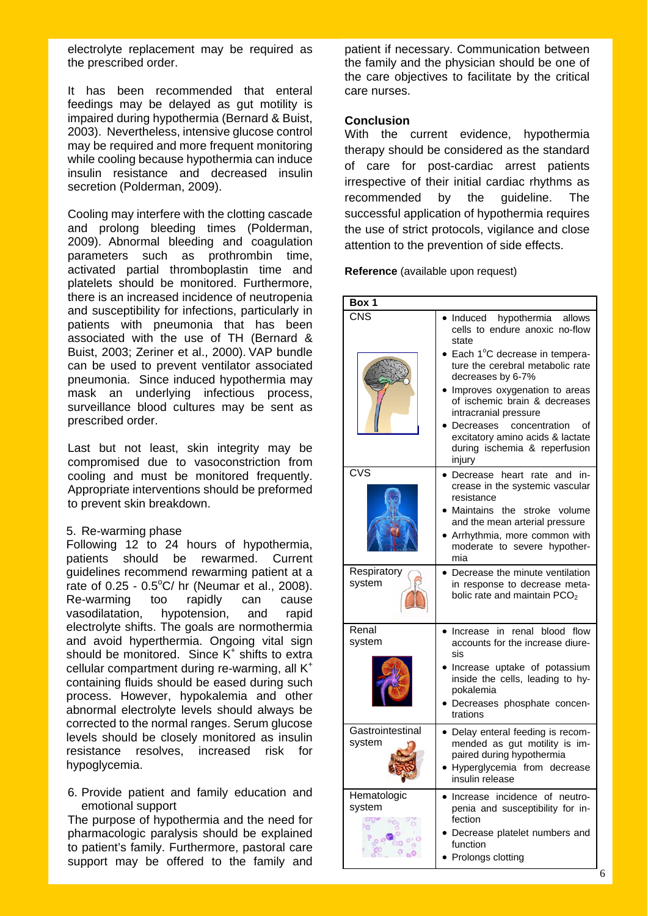electrolyte replacement may be required as the prescribed order.

It has been recommended that enteral feedings may be delayed as gut motility is impaired during hypothermia (Bernard & Buist, 2003). Nevertheless, intensive glucose control may be required and more frequent monitoring while cooling because hypothermia can induce insulin resistance and decreased insulin secretion (Polderman, 2009).

Cooling may interfere with the clotting cascade and prolong bleeding times (Polderman, 2009). Abnormal bleeding and coagulation parameters such as prothrombin time, activated partial thromboplastin time and platelets should be monitored. Furthermore, there is an increased incidence of neutropenia and susceptibility for infections, particularly in patients with pneumonia that has been associated with the use of TH (Bernard & Buist, 2003; Zeriner et al., 2000). VAP bundle can be used to prevent ventilator associated pneumonia. Since induced hypothermia may mask an underlying infectious process, surveillance blood cultures may be sent as prescribed order.

Last but not least, skin integrity may be compromised due to vasoconstriction from cooling and must be monitored frequently. Appropriate interventions should be preformed to prevent skin breakdown.

5. Re-warming phase

Following 12 to 24 hours of hypothermia, patients should be rewarmed. Current guidelines recommend rewarming patient at a rate of 0.25 - 0.5°C/ hr (Neumar et al., 2008). Re-warming too rapidly can cause vasodilatation, hypotension, and rapid electrolyte shifts. The goals are normothermia and avoid hyperthermia. Ongoing vital sign should be monitored. Since $K^+$ shifts to extra cellular compartment during re-warming, all $K^+$ containing fluids should be eased during such process. However, hypokalemia and other abnormal electrolyte levels should always be corrected to the normal ranges. Serum glucose levels should be closely monitored as insulin resistance resolves, increased risk for hypoglycemia.

6. Provide patient and family education and emotional support

The purpose of hypothermia and the need for pharmacologic paralysis should be explained to patient's family. Furthermore, pastoral care support may be offered to the family and patient if necessary. Communication between the family and the physician should be one of the care objectives to facilitate by the critical care nurses.

**Conclusion**

With the current evidence, hypothermia therapy should be considered as the standard of care for post-cardiac arrest patients irrespective of their initial cardiac rhythms as recommended by the guideline. The successful application of hypothermia requires the use of strict protocols, vigilance and close attention to the prevention of side effects.

**Reference** (available upon request)

| **Box 1** | |
|---|---|
| CNS | • Induced hypothermia allows cells to endure anoxic no-flow state<br>• Each 1°C decrease in temperature the cerebral metabolic rate decreases by 6-7%<br>• Improves oxygenation to areas of ischemic brain & decreases intracranial pressure<br>• Decreases concentration of excitatory amino acids & lactate during ischemia & reperfusion injury |
| CVS | • Decrease heart rate and increase in the systemic vascular resistance<br>• Maintains the stroke volume and the mean arterial pressure<br>• Arrhythmia, more common with moderate to severe hypothermia |
| Respiratory system | • Decrease the minute ventilation in response to decrease metabolic rate and maintain $PCO_2$ |
| Renal system | • Increase in renal blood flow accounts for the increase diuresis<br>• Increase uptake of potassium inside the cells, leading to hypokalemia<br>• Decreases phosphate concentrations |
| Gastrointestinal system | • Delay enteral feeding is recommended as gut motility is impaired during hypothermia<br>• Hyperglycemia from decrease insulin release |
| Hematologic system | • Increase incidence of neutropenia and susceptibility for infection<br>• Decrease platelet numbers and function<br>• Prolongs clotting |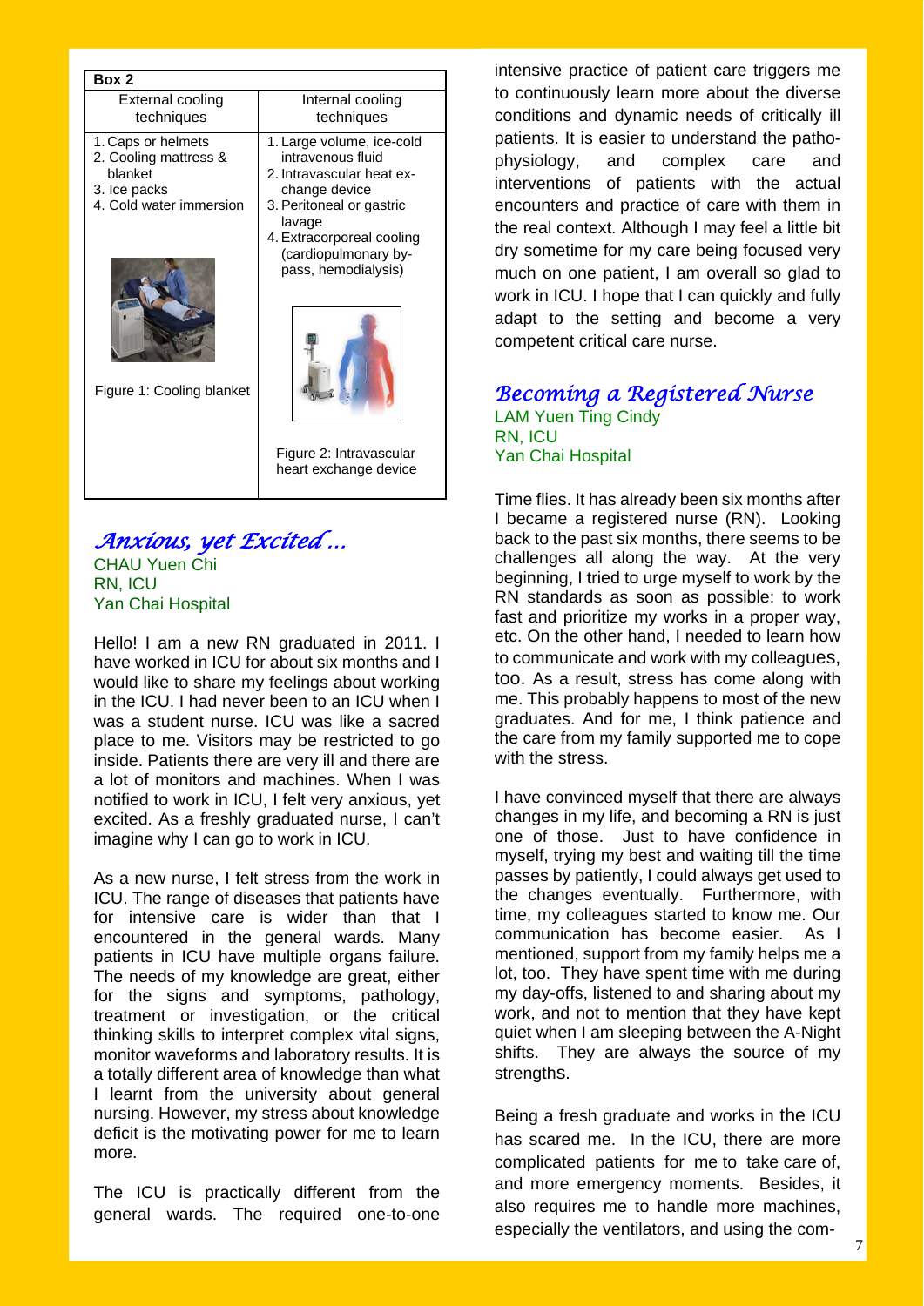| Box 2 | |
|---|---|
| External cooling techniques | Internal cooling techniques |
| 1. Caps or helmets<br>2. Cooling mattress & blanket<br>3. Ice packs<br>4. Cold water immersion<br><br>Figure 1: Cooling blanket | 1. Large volume, ice-cold intravenous fluid<br>2. Intravascular heat exchange device<br>3. Peritoneal or gastric lavage<br>4. Extracorporeal cooling (cardiopulmonary by-pass, hemodialysis)<br><br>Figure 2: Intravascular heart exchange device |

## *Anxious, yet Excited ...*

CHAU Yuen Chi
RN, ICU
Yan Chai Hospital

Hello! I am a new RN graduated in 2011. I have worked in ICU for about six months and I would like to share my feelings about working in the ICU. I had never been to an ICU when I was a student nurse. ICU was like a sacred place to me. Visitors may be restricted to go inside. Patients there are very ill and there are a lot of monitors and machines. When I was notified to work in ICU, I felt very anxious, yet excited. As a freshly graduated nurse, I can't imagine why I can go to work in ICU.

As a new nurse, I felt stress from the work in ICU. The range of diseases that patients have for intensive care is wider than that I encountered in the general wards. Many patients in ICU have multiple organs failure. The needs of my knowledge are great, either for the signs and symptoms, pathology, treatment or investigation, or the critical thinking skills to interpret complex vital signs, monitor waveforms and laboratory results. It is a totally different area of knowledge than what I learnt from the university about general nursing. However, my stress about knowledge deficit is the motivating power for me to learn more.

The ICU is practically different from the general wards. The required one-to-one intensive practice of patient care triggers me to continuously learn more about the diverse conditions and dynamic needs of critically ill patients. It is easier to understand the patho-physiology, and complex care and interventions of patients with the actual encounters and practice of care with them in the real context. Although I may feel a little bit dry sometime for my care being focused very much on one patient, I am overall so glad to work in ICU. I hope that I can quickly and fully adapt to the setting and become a very competent critical care nurse.

## *Becoming a Registered Nurse*

LAM Yuen Ting Cindy
RN, ICU
Yan Chai Hospital

Time flies. It has already been six months after I became a registered nurse (RN). Looking back to the past six months, there seems to be challenges all along the way. At the very beginning, I tried to urge myself to work by the RN standards as soon as possible: to work fast and prioritize my works in a proper way, etc. On the other hand, I needed to learn how to communicate and work with my colleagues, too. As a result, stress has come along with me. This probably happens to most of the new graduates. And for me, I think patience and the care from my family supported me to cope with the stress.

I have convinced myself that there are always changes in my life, and becoming a RN is just one of those. Just to have confidence in myself, trying my best and waiting till the time passes by patiently, I could always get used to the changes eventually. Furthermore, with time, my colleagues started to know me. Our communication has become easier. As I mentioned, support from my family helps me a lot, too. They have spent time with me during my day-offs, listened to and sharing about my work, and not to mention that they have kept quiet when I am sleeping between the A-Night shifts. They are always the source of my strengths.

Being a fresh graduate and works in the ICU has scared me. In the ICU, there are more complicated patients for me to take care of, and more emergency moments. Besides, it also requires me to handle more machines, especially the ventilators, and using the com-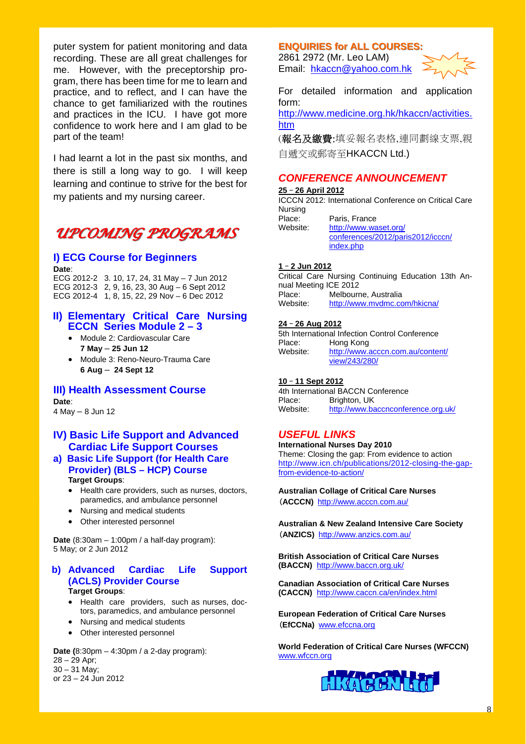puter system for patient monitoring and data recording. These are all great challenges for me. However, with the preceptorship program, there has been time for me to learn and practice, and to reflect, and I can have the chance to get familiarized with the routines and practices in the ICU. I have got more confidence to work here and I am glad to be part of the team!

I had learnt a lot in the past six months, and there is still a long way to go. I will keep learning and continue to strive for the best for my patients and my nursing career.

# UPCOMING PROGRAMS

## I) ECG Course for Beginners

**Date**:
ECG 2012-2 3. 10, 17, 24, 31 May – 7 Jun 2012
ECG 2012-3 2, 9, 16, 23, 30 Aug – 6 Sept 2012
ECG 2012-4 1, 8, 15, 22, 29 Nov – 6 Dec 2012

## II) Elementary Critical Care Nursing ECCN Series Module 2 – 3

- Module 2: Cardiovascular Care
  **7 May – 25 Jun 12**
- Module 3: Reno-Neuro-Trauma Care
  **6 Aug – 24 Sept 12**

## III) Health Assessment Course

**Date**:
4 May – 8 Jun 12

## IV) Basic Life Support and Advanced Cardiac Life Support Courses

### a) Basic Life Support (for Health Care Provider) (BLS – HCP) Course

**Target Groups**:

- Health care providers, such as nurses, doctors, paramedics, and ambulance personnel
- Nursing and medical students
- Other interested personnel

**Date** (8:30am – 1:00pm / a half-day program):
5 May; or 2 Jun 2012

### b) Advanced Cardiac Life Support (ACLS) Provider Course

**Target Groups**:

- Health care providers, such as nurses, doctors, paramedics, and ambulance personnel
- Nursing and medical students
- Other interested personnel

**Date (**8:30pm – 4:30pm / a 2-day program):
28 – 29 Apr;
30 – 31 May;
or 23 – 24 Jun 2012

**ENQUIRIES for ALL COURSES:**
2861 2972 (Mr. Leo LAM)
Email: hkaccn@yahoo.com.hk

For detailed information and application form:
http://www.medicine.org.hk/hkaccn/activities.htm

(報名及繳費:填妥報名表格,連同劃線支票,親自遞交或郵寄至HKACCN Ltd.)

## CONFERENCE ANNOUNCEMENT

**25 – 26 April 2012**
ICCCN 2012: International Conference on Critical Care Nursing
Place: Paris, France
Website: http://www.waset.org/conferences/2012/paris2012/icccn/index.php

**1 – 2 Jun 2012**
Critical Care Nursing Continuing Education 13th Annual Meeting ICE 2012
Place: Melbourne, Australia
Website: http://www.mvdmc.com/hkicna/

**24 – 26 Aug 2012**
5th International Infection Control Conference
Place: Hong Kong
Website: http://www.acccn.com.au/content/view/243/280/

**10 – 11 Sept 2012**
4th International BACCN Conference
Place: Brighton, UK
Website: http://www.baccnconference.org.uk/

## USEFUL LINKS

**International Nurses Day 2010**
Theme: Closing the gap: From evidence to action
http://www.icn.ch/publications/2012-closing-the-gap-from-evidence-to-action/

**Australian Collage of Critical Care Nurses (ACCCN)** http://www.acccn.com.au/

**Australian & New Zealand Intensive Care Society (ANZICS)** http://www.anzics.com.au/

**British Association of Critical Care Nurses (BACCN)** http://www.baccn.org.uk/

**Canadian Association of Critical Care Nurses (CACCN)** http://www.caccn.ca/en/index.html

**European Federation of Critical Care Nurses (EfCCNa)** www.efccna.org

**World Federation of Critical Care Nurses (WFCCN)**
www.wfccn.org

HKACCN Ltd